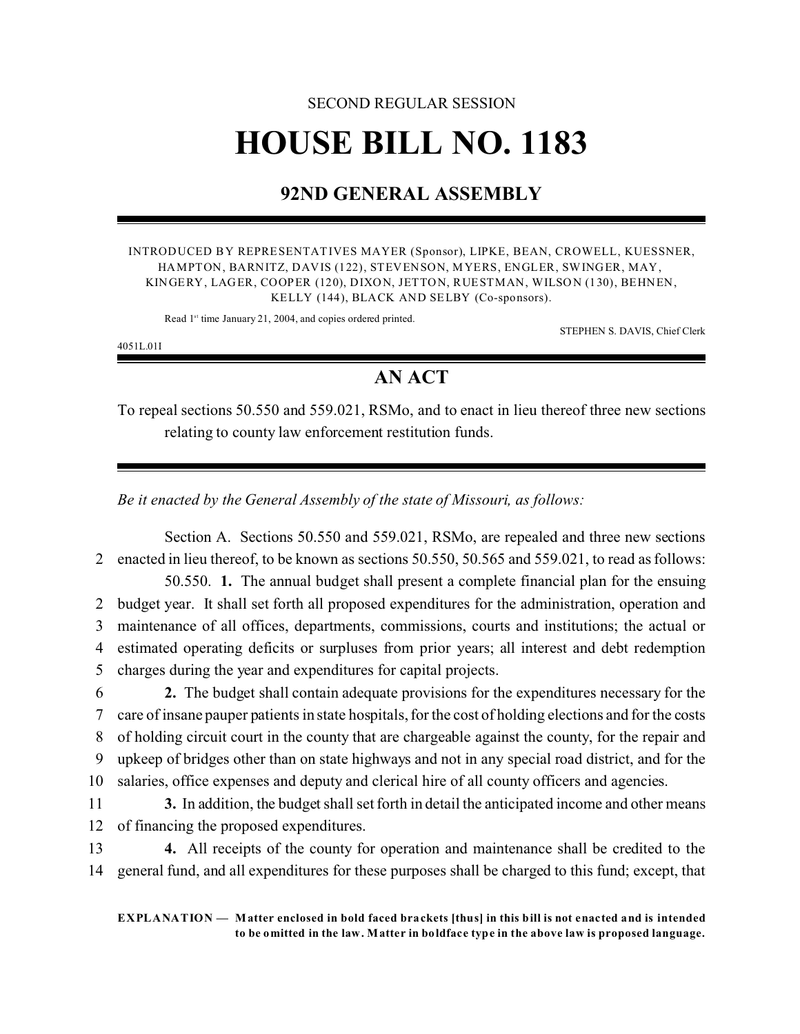SECOND REGULAR SESSION

# HOUSE BILL NO. 1183

## 92ND GENERAL ASSEMBLY

INTRODUCED BY REPRESENTATIVES MAYER (Sponsor), LIPKE, BEAN, CROWELL, KUESSNER, HAMPTON, BARNITZ, DAVIS (122), STEVENSON, MYERS, ENGLER, SWINGER, MAY, KINGERY, LAGER, COOPER (120), DIXON, JETTON, RUESTMAN, WILSON (130), BEHNEN, KELLY (144), BLACK AND SELBY (Co-sponsors).

Read 1st time January 21, 2004, and copies ordered printed.

STEPHEN S. DAVIS, Chief Clerk

4051L.01I

## AN ACT

To repeal sections 50.550 and 559.021, RSMo, and to enact in lieu thereof three new sections relating to county law enforcement restitution funds.

*Be it enacted by the General Assembly of the state of Missouri, as follows:*

Section A. Sections 50.550 and 559.021, RSMo, are repealed and three new sections
2 enacted in lieu thereof, to be known as sections 50.550, 50.565 and 559.021, to read as follows:

50.550. **1.** The annual budget shall present a complete financial plan for the ensuing
2 budget year. It shall set forth all proposed expenditures for the administration, operation and
3 maintenance of all offices, departments, commissions, courts and institutions; the actual or
4 estimated operating deficits or surpluses from prior years; all interest and debt redemption
5 charges during the year and expenditures for capital projects.

6 **2.** The budget shall contain adequate provisions for the expenditures necessary for the
7 care of insane pauper patients in state hospitals, for the cost of holding elections and for the costs
8 of holding circuit court in the county that are chargeable against the county, for the repair and
9 upkeep of bridges other than on state highways and not in any special road district, and for the
10 salaries, office expenses and deputy and clerical hire of all county officers and agencies.

11 **3.** In addition, the budget shall set forth in detail the anticipated income and other means
12 of financing the proposed expenditures.

13 **4.** All receipts of the county for operation and maintenance shall be credited to the
14 general fund, and all expenditures for these purposes shall be charged to this fund; except, that

**EXPLANATION — Matter enclosed in bold faced brackets [thus] in this bill is not enacted and is intended to be omitted in the law. Matter in boldface type in the above law is proposed language.**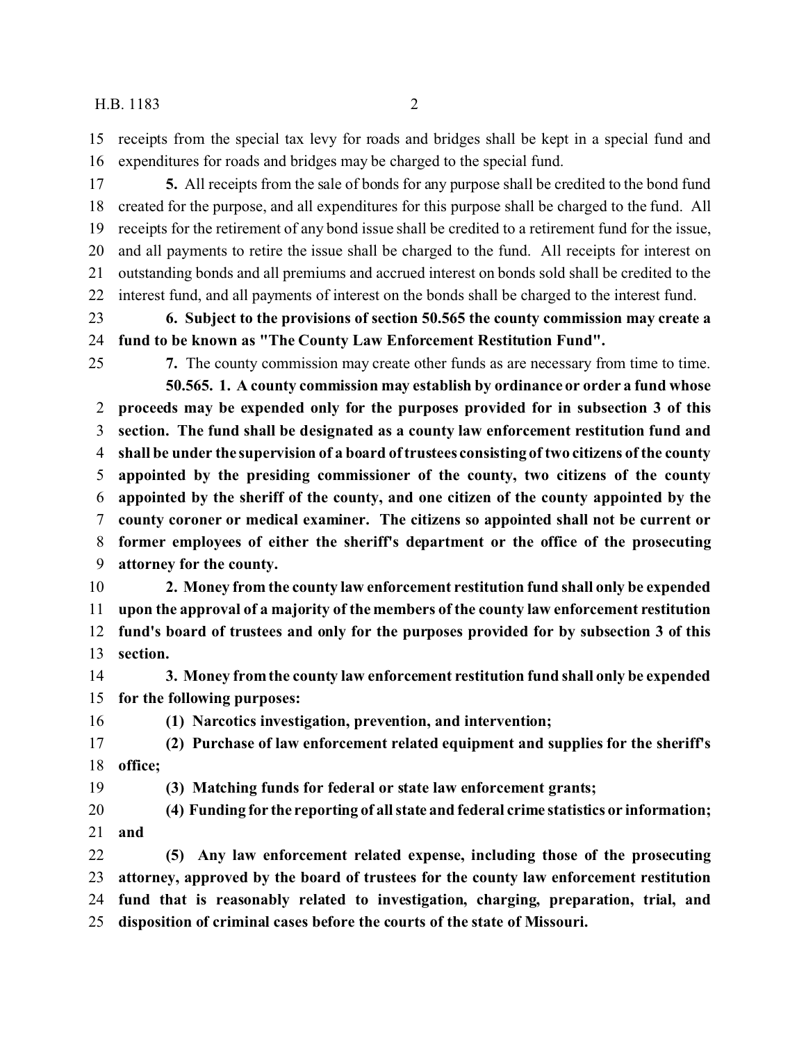receipts from the special tax levy for roads and bridges shall be kept in a special fund and expenditures for roads and bridges may be charged to the special fund.

**5.** All receipts from the sale of bonds for any purpose shall be credited to the bond fund created for the purpose, and all expenditures for this purpose shall be charged to the fund. All receipts for the retirement of any bond issue shall be credited to a retirement fund for the issue, and all payments to retire the issue shall be charged to the fund. All receipts for interest on outstanding bonds and all premiums and accrued interest on bonds sold shall be credited to the interest fund, and all payments of interest on the bonds shall be charged to the interest fund.

**6. Subject to the provisions of section 50.565 the county commission may create a fund to be known as "The County Law Enforcement Restitution Fund".**

**7.** The county commission may create other funds as are necessary from time to time.

**50.565. 1. A county commission may establish by ordinance or order a fund whose proceeds may be expended only for the purposes provided for in subsection 3 of this section. The fund shall be designated as a county law enforcement restitution fund and shall be under the supervision of a board of trustees consisting of two citizens of the county appointed by the presiding commissioner of the county, two citizens of the county appointed by the sheriff of the county, and one citizen of the county appointed by the county coroner or medical examiner. The citizens so appointed shall not be current or former employees of either the sheriff's department or the office of the prosecuting attorney for the county.**

**2. Money from the county law enforcement restitution fund shall only be expended upon the approval of a majority of the members of the county law enforcement restitution fund's board of trustees and only for the purposes provided for by subsection 3 of this section.**

**3. Money from the county law enforcement restitution fund shall only be expended for the following purposes:**

**(1) Narcotics investigation, prevention, and intervention;**

**(2) Purchase of law enforcement related equipment and supplies for the sheriff's office;**

**(3) Matching funds for federal or state law enforcement grants;**

**(4) Funding for the reporting of all state and federal crime statistics or information; and**

**(5) Any law enforcement related expense, including those of the prosecuting attorney, approved by the board of trustees for the county law enforcement restitution fund that is reasonably related to investigation, charging, preparation, trial, and disposition of criminal cases before the courts of the state of Missouri.**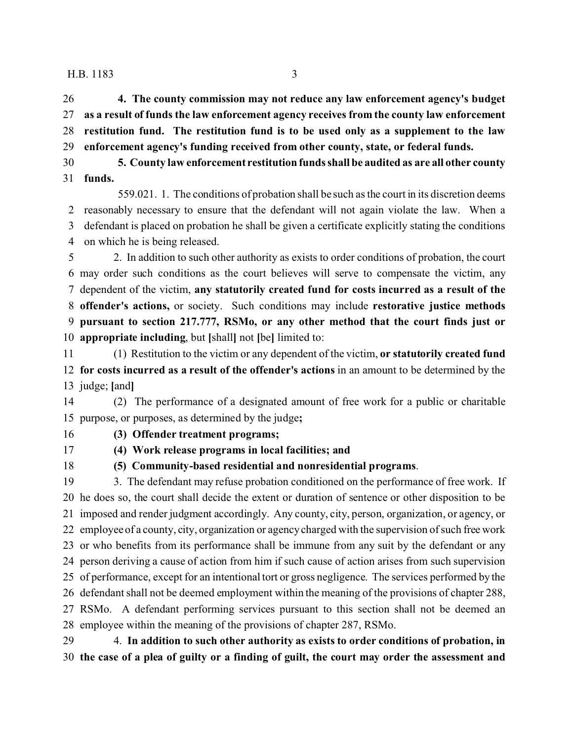**4. The county commission may not reduce any law enforcement agency's budget as a result of funds the law enforcement agency receives from the county law enforcement restitution fund. The restitution fund is to be used only as a supplement to the law enforcement agency's funding received from other county, state, or federal funds.**

**5. County law enforcement restitution funds shall be audited as are all other county funds.**

559.021. 1. The conditions of probation shall be such as the court in its discretion deems reasonably necessary to ensure that the defendant will not again violate the law. When a defendant is placed on probation he shall be given a certificate explicitly stating the conditions on which he is being released.

2. In addition to such other authority as exists to order conditions of probation, the court may order such conditions as the court believes will serve to compensate the victim, any dependent of the victim, **any statutorily created fund for costs incurred as a result of the offender's actions,** or society. Such conditions may include **restorative justice methods pursuant to section 217.777, RSMo, or any other method that the court finds just or appropriate including**, but **[**shall**]** not **[**be**]** limited to:

(1) Restitution to the victim or any dependent of the victim, **or statutorily created fund for costs incurred as a result of the offender's actions** in an amount to be determined by the judge; **[**and**]**

(2) The performance of a designated amount of free work for a public or charitable purpose, or purposes, as determined by the judge**;**

**(3) Offender treatment programs;**

**(4) Work release programs in local facilities; and**

**(5) Community-based residential and nonresidential programs**.

3. The defendant may refuse probation conditioned on the performance of free work. If he does so, the court shall decide the extent or duration of sentence or other disposition to be imposed and render judgment accordingly. Any county, city, person, organization, or agency, or employee of a county, city, organization or agency charged with the supervision of such free work or who benefits from its performance shall be immune from any suit by the defendant or any person deriving a cause of action from him if such cause of action arises from such supervision of performance, except for an intentional tort or gross negligence. The services performed by the defendant shall not be deemed employment within the meaning of the provisions of chapter 288, RSMo. A defendant performing services pursuant to this section shall not be deemed an employee within the meaning of the provisions of chapter 287, RSMo.

4. **In addition to such other authority as exists to order conditions of probation, in the case of a plea of guilty or a finding of guilt, the court may order the assessment and**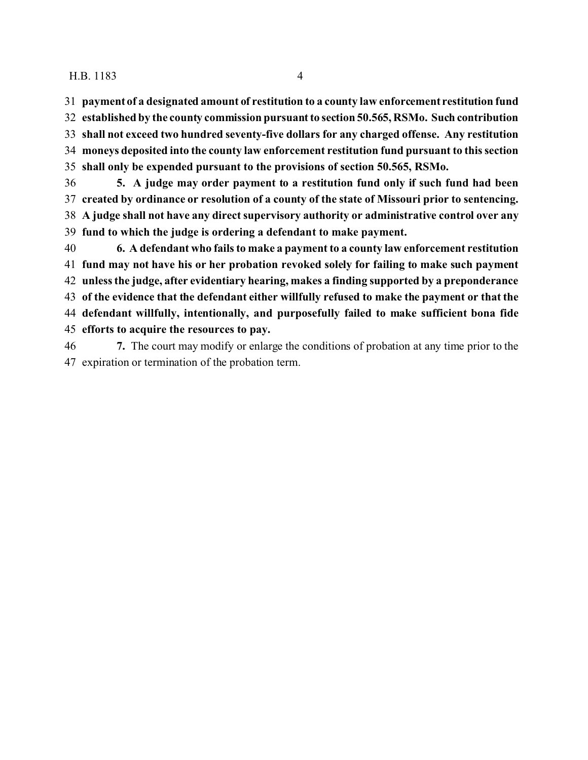**payment of a designated amount of restitution to a county law enforcement restitution fund established by the county commission pursuant to section 50.565, RSMo. Such contribution shall not exceed two hundred seventy-five dollars for any charged offense. Any restitution moneys deposited into the county law enforcement restitution fund pursuant to this section shall only be expended pursuant to the provisions of section 50.565, RSMo.**

**5. A judge may order payment to a restitution fund only if such fund had been created by ordinance or resolution of a county of the state of Missouri prior to sentencing. A judge shall not have any direct supervisory authority or administrative control over any fund to which the judge is ordering a defendant to make payment.**

**6. A defendant who fails to make a payment to a county law enforcement restitution fund may not have his or her probation revoked solely for failing to make such payment unless the judge, after evidentiary hearing, makes a finding supported by a preponderance of the evidence that the defendant either willfully refused to make the payment or that the defendant willfully, intentionally, and purposefully failed to make sufficient bona fide efforts to acquire the resources to pay.**

**7.** The court may modify or enlarge the conditions of probation at any time prior to the expiration or termination of the probation term.